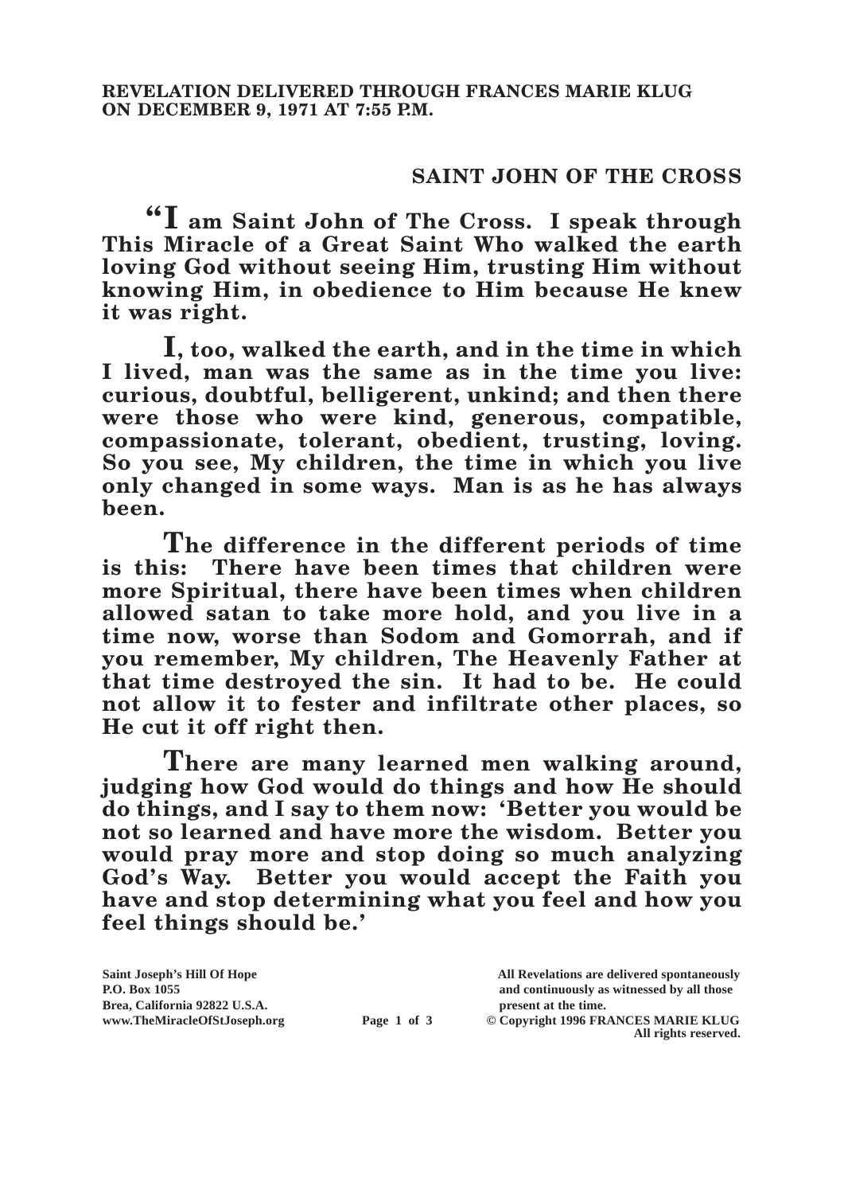**REVELATION DELIVERED THROUGH FRANCES MARIE KLUG ON DECEMBER 9, 1971 AT 7:55 P.M.**

## SAINT JOHN OF THE CROSS

**"I am Saint John of The Cross. I speak through This Miracle of a Great Saint Who walked the earth loving God without seeing Him, trusting Him without knowing Him, in obedience to Him because He knew it was right.**

**I, too, walked the earth, and in the time in which I lived, man was the same as in the time you live: curious, doubtful, belligerent, unkind; and then there were those who were kind, generous, compatible, compassionate, tolerant, obedient, trusting, loving. So you see, My children, the time in which you live only changed in some ways. Man is as he has always been.**

**The difference in the different periods of time is this: There have been times that children were more Spiritual, there have been times when children allowed satan to take more hold, and you live in a time now, worse than Sodom and Gomorrah, and if you remember, My children, The Heavenly Father at that time destroyed the sin. It had to be. He could not allow it to fester and infiltrate other places, so He cut it off right then.**

**There are many learned men walking around, judging how God would do things and how He should do things, and I say to them now: 'Better you would be not so learned and have more the wisdom. Better you would pray more and stop doing so much analyzing God's Way. Better you would accept the Faith you have and stop determining what you feel and how you feel things should be.'**

Saint Joseph's Hill Of Hope
P.O. Box 1055
Brea, California 92822 U.S.A.
www.TheMiracleOfStJoseph.org

All Revelations are delivered spontaneously and continuously as witnessed by all those present at the time.
© Copyright 1996 FRANCES MARIE KLUG
All rights reserved.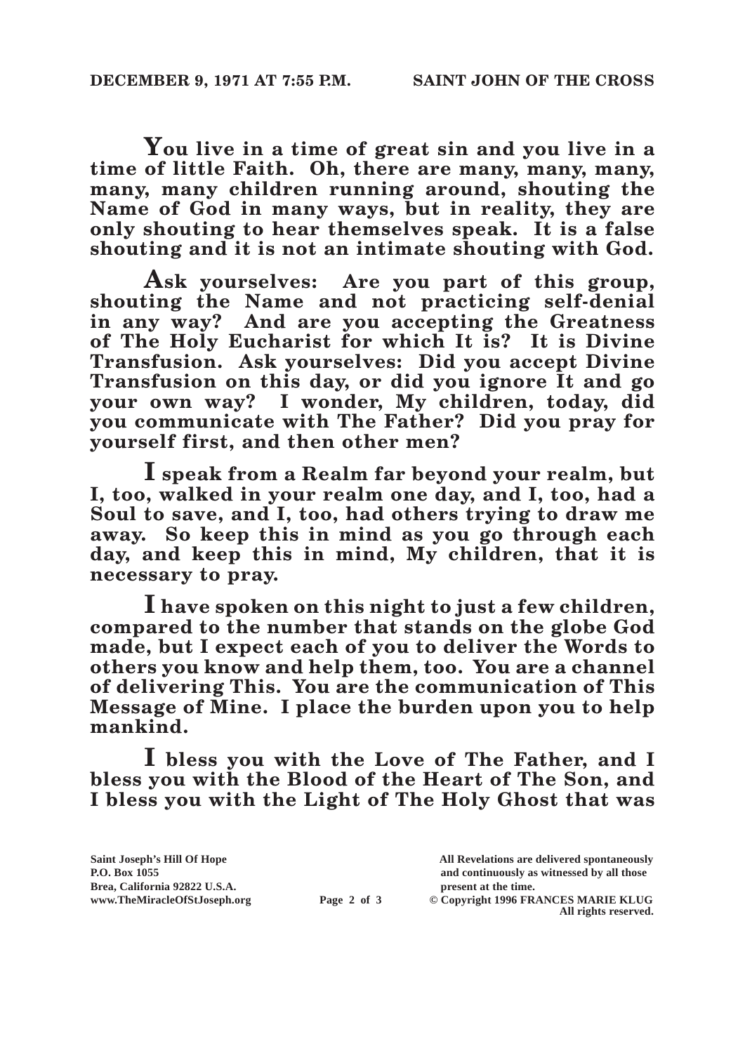**You live in a time of great sin and you live in a time of little Faith. Oh, there are many, many, many, many, many children running around, shouting the Name of God in many ways, but in reality, they are only shouting to hear themselves speak. It is a false shouting and it is not an intimate shouting with God.**

**Ask yourselves: Are you part of this group, shouting the Name and not practicing self-denial in any way? And are you accepting the Greatness of The Holy Eucharist for which It is? It is Divine Transfusion. Ask yourselves: Did you accept Divine Transfusion on this day, or did you ignore It and go your own way? I wonder, My children, today, did you communicate with The Father? Did you pray for yourself first, and then other men?**

**I speak from a Realm far beyond your realm, but I, too, walked in your realm one day, and I, too, had a Soul to save, and I, too, had others trying to draw me away. So keep this in mind as you go through each day, and keep this in mind, My children, that it is necessary to pray.**

**I have spoken on this night to just a few children, compared to the number that stands on the globe God made, but I expect each of you to deliver the Words to others you know and help them, too. You are a channel of delivering This. You are the communication of This Message of Mine. I place the burden upon you to help mankind.**

**I bless you with the Love of The Father, and I bless you with the Blood of the Heart of The Son, and I bless you with the Light of The Holy Ghost that was**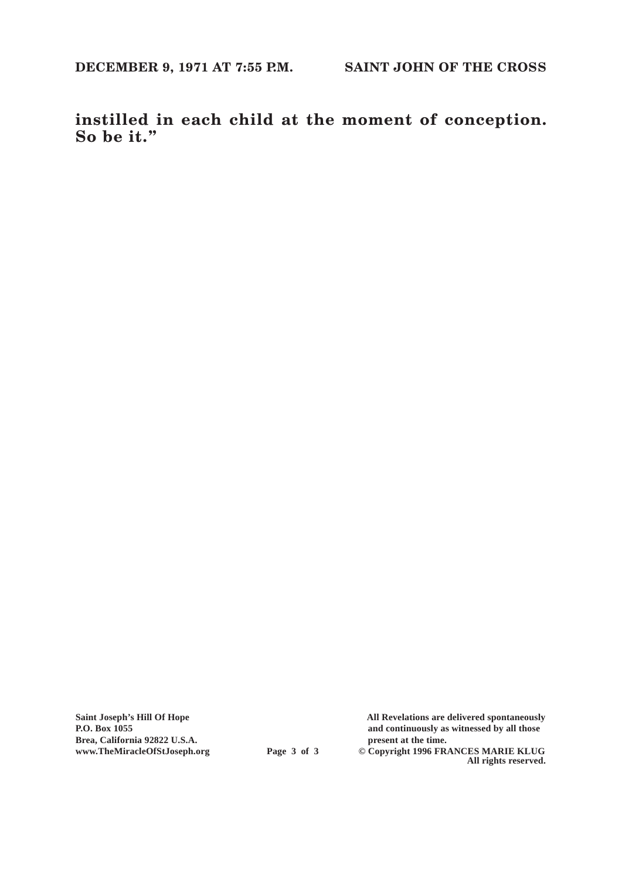**instilled in each child at the moment of conception. So be it."**